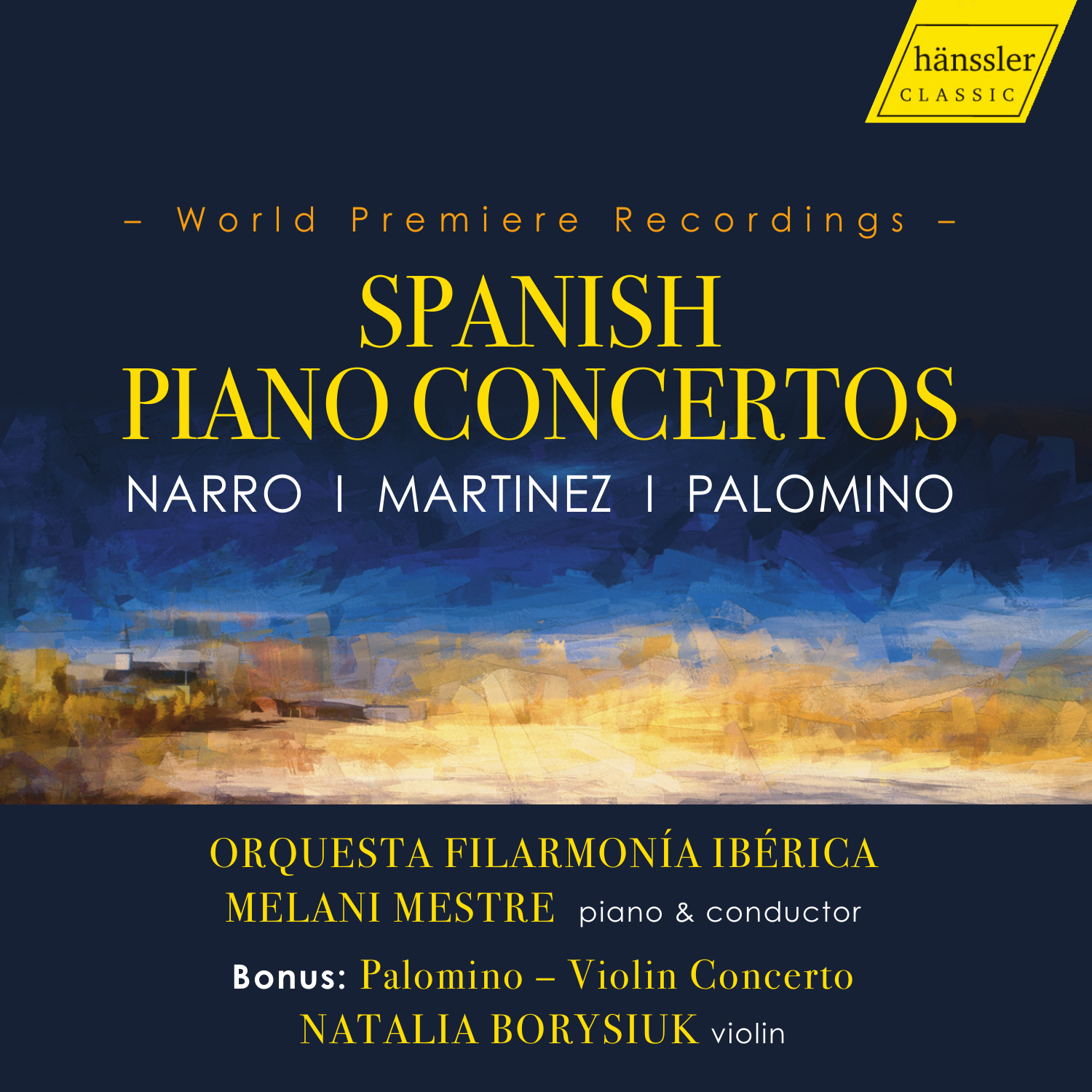hänssler CLASSIC

– World Premiere Recordings –

# SPANISH PIANO CONCERTOS

## NARRO | MARTINEZ | PALOMINO

ORQUESTA FILARMONÍA IBÉRICA

MELANI MESTRE piano & conductor

**Bonus:** Palomino – Violin Concerto

NATALIA BORYSIUK violin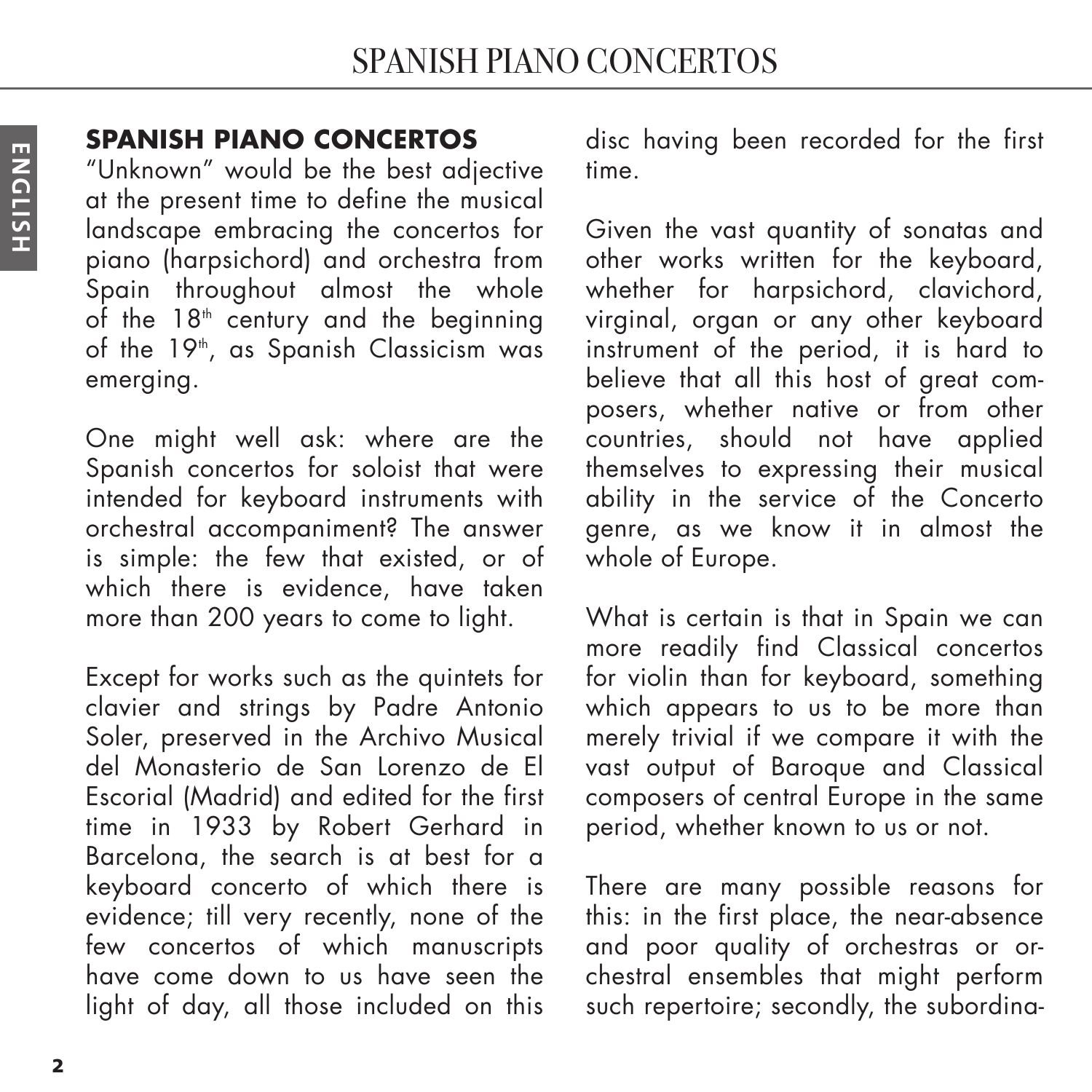## SPANISH PIANO CONCERTOS

"Unknown" would be the best adjective at the present time to define the musical landscape embracing the concertos for piano (harpsichord) and orchestra from Spain throughout almost the whole of the 18th century and the beginning of the 19th, as Spanish Classicism was emerging.

One might well ask: where are the Spanish concertos for soloist that were intended for keyboard instruments with orchestral accompaniment? The answer is simple: the few that existed, or of which there is evidence, have taken more than 200 years to come to light.

Except for works such as the quintets for clavier and strings by Padre Antonio Soler, preserved in the Archivo Musical del Monasterio de San Lorenzo de El Escorial (Madrid) and edited for the first time in 1933 by Robert Gerhard in Barcelona, the search is at best for a keyboard concerto of which there is evidence; till very recently, none of the few concertos of which manuscripts have come down to us have seen the light of day, all those included on this disc having been recorded for the first time.

Given the vast quantity of sonatas and other works written for the keyboard, whether for harpsichord, clavichord, virginal, organ or any other keyboard instrument of the period, it is hard to believe that all this host of great composers, whether native or from other countries, should not have applied themselves to expressing their musical ability in the service of the Concerto genre, as we know it in almost the whole of Europe.

What is certain is that in Spain we can more readily find Classical concertos for violin than for keyboard, something which appears to us to be more than merely trivial if we compare it with the vast output of Baroque and Classical composers of central Europe in the same period, whether known to us or not.

There are many possible reasons for this: in the first place, the near-absence and poor quality of orchestras or orchestral ensembles that might perform such repertoire; secondly, the subordina-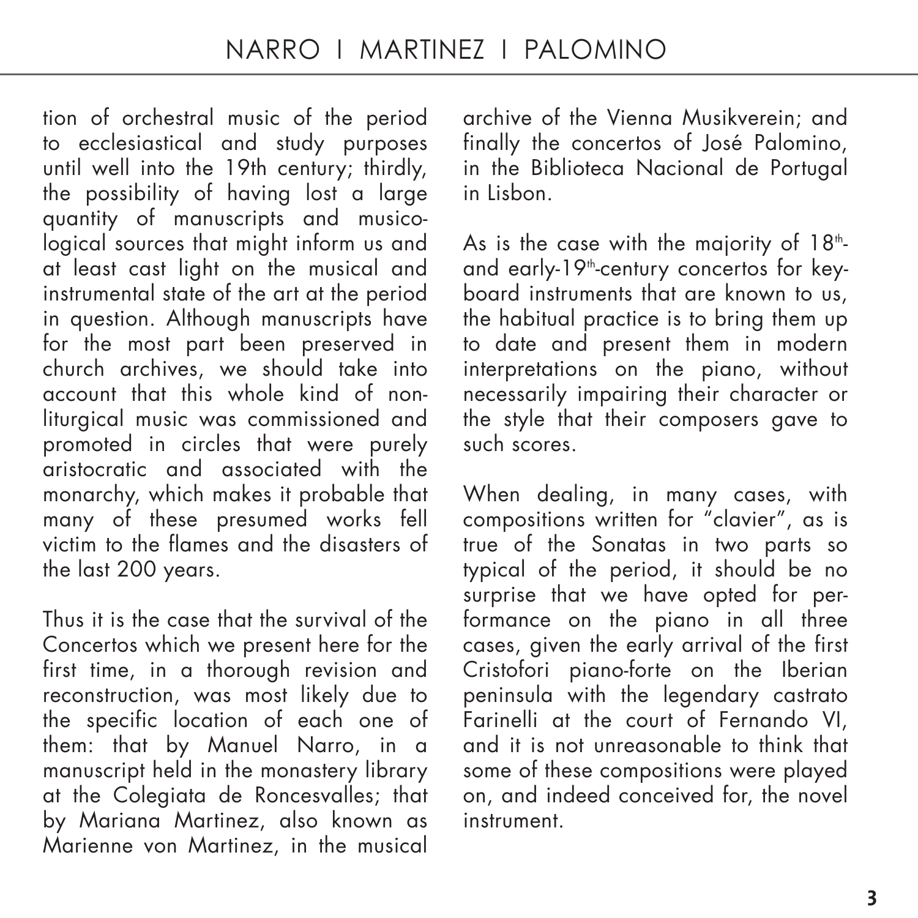tion of orchestral music of the period to ecclesiastical and study purposes until well into the 19th century; thirdly, the possibility of having lost a large quantity of manuscripts and musicological sources that might inform us and at least cast light on the musical and instrumental state of the art at the period in question. Although manuscripts have for the most part been preserved in church archives, we should take into account that this whole kind of non-liturgical music was commissioned and promoted in circles that were purely aristocratic and associated with the monarchy, which makes it probable that many of these presumed works fell victim to the flames and the disasters of the last 200 years.

Thus it is the case that the survival of the Concertos which we present here for the first time, in a thorough revision and reconstruction, was most likely due to the specific location of each one of them: that by Manuel Narro, in a manuscript held in the monastery library at the Colegiata de Roncesvalles; that by Mariana Martinez, also known as Marienne von Martinez, in the musical archive of the Vienna Musikverein; and finally the concertos of José Palomino, in the Biblioteca Nacional de Portugal in Lisbon.

As is the case with the majority of 18th- and early-19th-century concertos for keyboard instruments that are known to us, the habitual practice is to bring them up to date and present them in modern interpretations on the piano, without necessarily impairing their character or the style that their composers gave to such scores.

When dealing, in many cases, with compositions written for "clavier", as is true of the Sonatas in two parts so typical of the period, it should be no surprise that we have opted for performance on the piano in all three cases, given the early arrival of the first Cristofori piano-forte on the Iberian peninsula with the legendary castrato Farinelli at the court of Fernando VI, and it is not unreasonable to think that some of these compositions were played on, and indeed conceived for, the novel instrument.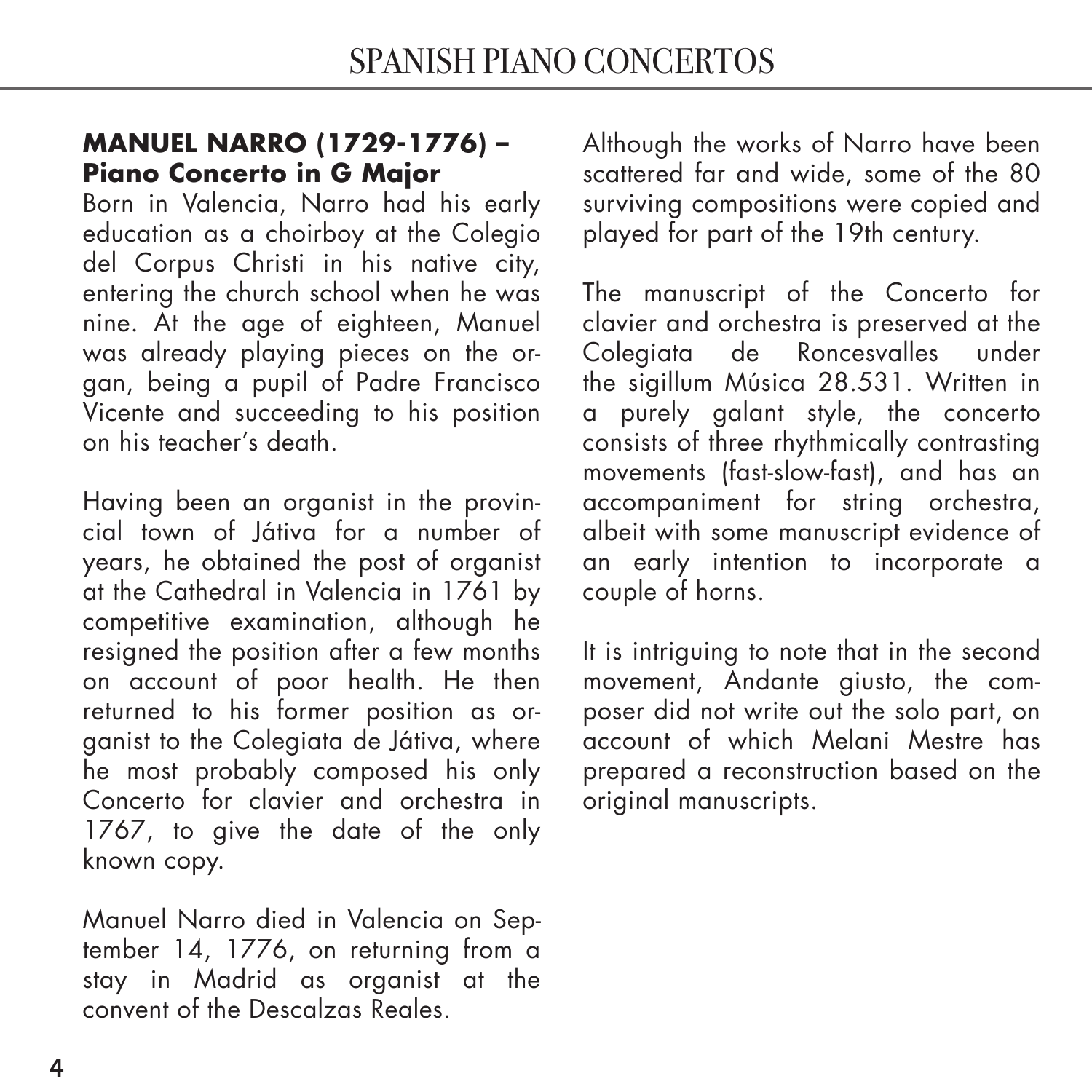## MANUEL NARRO (1729-1776) – Piano Concerto in G Major

Born in Valencia, Narro had his early education as a choirboy at the Colegio del Corpus Christi in his native city, entering the church school when he was nine. At the age of eighteen, Manuel was already playing pieces on the organ, being a pupil of Padre Francisco Vicente and succeeding to his position on his teacher's death.

Having been an organist in the provincial town of Játiva for a number of years, he obtained the post of organist at the Cathedral in Valencia in 1761 by competitive examination, although he resigned the position after a few months on account of poor health. He then returned to his former position as organist to the Colegiata de Játiva, where he most probably composed his only Concerto for clavier and orchestra in 1767, to give the date of the only known copy.

Manuel Narro died in Valencia on September 14, 1776, on returning from a stay in Madrid as organist at the convent of the Descalzas Reales.

Although the works of Narro have been scattered far and wide, some of the 80 surviving compositions were copied and played for part of the 19th century.

The manuscript of the Concerto for clavier and orchestra is preserved at the Colegiata de Roncesvalles under the sigillum Música 28.531. Written in a purely galant style, the concerto consists of three rhythmically contrasting movements (fast-slow-fast), and has an accompaniment for string orchestra, albeit with some manuscript evidence of an early intention to incorporate a couple of horns.

It is intriguing to note that in the second movement, Andante giusto, the composer did not write out the solo part, on account of which Melani Mestre has prepared a reconstruction based on the original manuscripts.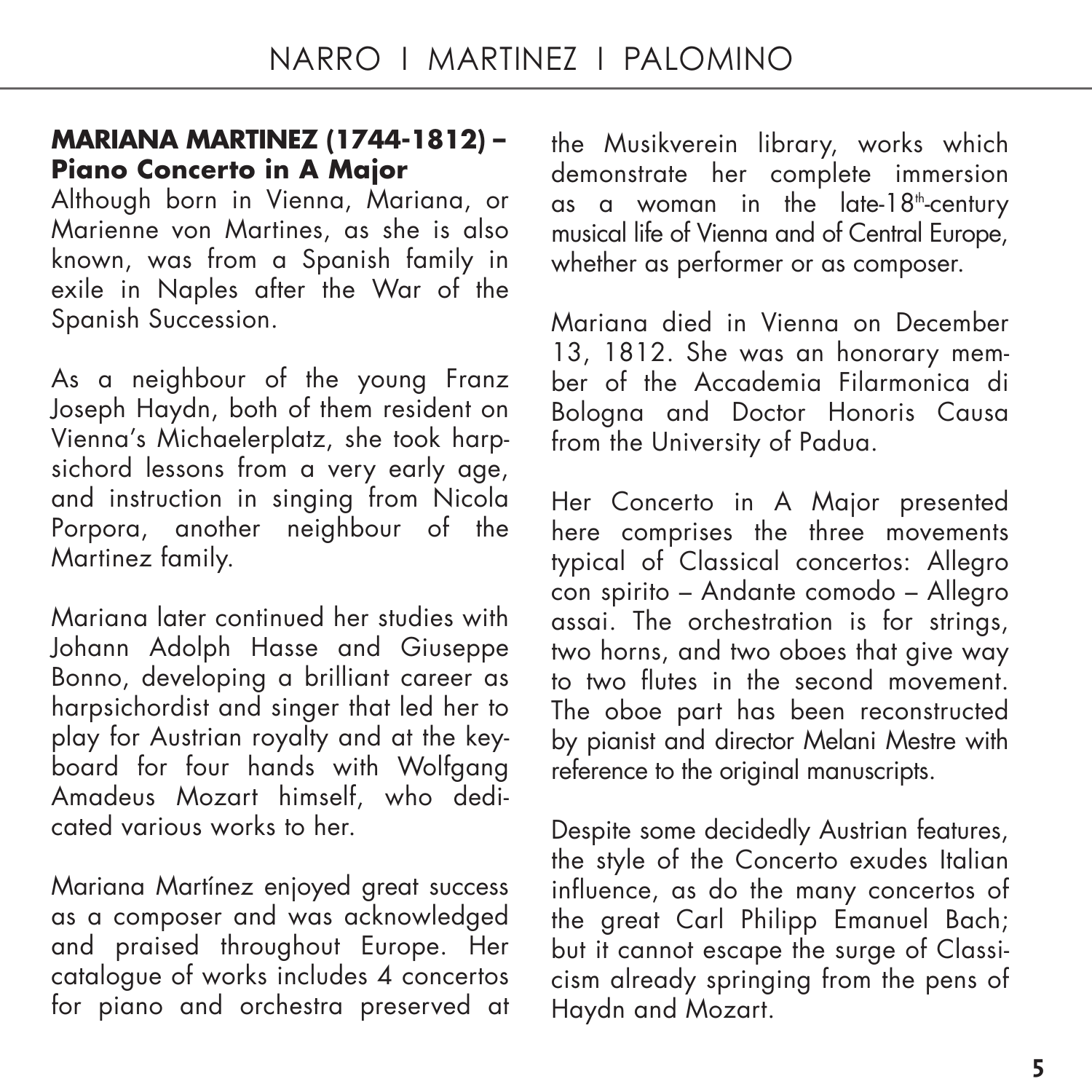## MARIANA MARTINEZ (1744-1812) – Piano Concerto in A Major

Although born in Vienna, Mariana, or Marienne von Martines, as she is also known, was from a Spanish family in exile in Naples after the War of the Spanish Succession.

As a neighbour of the young Franz Joseph Haydn, both of them resident on Vienna's Michaelerplatz, she took harpsichord lessons from a very early age, and instruction in singing from Nicola Porpora, another neighbour of the Martinez family.

Mariana later continued her studies with Johann Adolph Hasse and Giuseppe Bonno, developing a brilliant career as harpsichordist and singer that led her to play for Austrian royalty and at the keyboard for four hands with Wolfgang Amadeus Mozart himself, who dedicated various works to her.

Mariana Martínez enjoyed great success as a composer and was acknowledged and praised throughout Europe. Her catalogue of works includes 4 concertos for piano and orchestra preserved at the Musikverein library, works which demonstrate her complete immersion as a woman in the late-18th-century musical life of Vienna and of Central Europe, whether as performer or as composer.

Mariana died in Vienna on December 13, 1812. She was an honorary member of the Accademia Filarmonica di Bologna and Doctor Honoris Causa from the University of Padua.

Her Concerto in A Major presented here comprises the three movements typical of Classical concertos: Allegro con spirito – Andante comodo – Allegro assai. The orchestration is for strings, two horns, and two oboes that give way to two flutes in the second movement. The oboe part has been reconstructed by pianist and director Melani Mestre with reference to the original manuscripts.

Despite some decidedly Austrian features, the style of the Concerto exudes Italian influence, as do the many concertos of the great Carl Philipp Emanuel Bach; but it cannot escape the surge of Classicism already springing from the pens of Haydn and Mozart.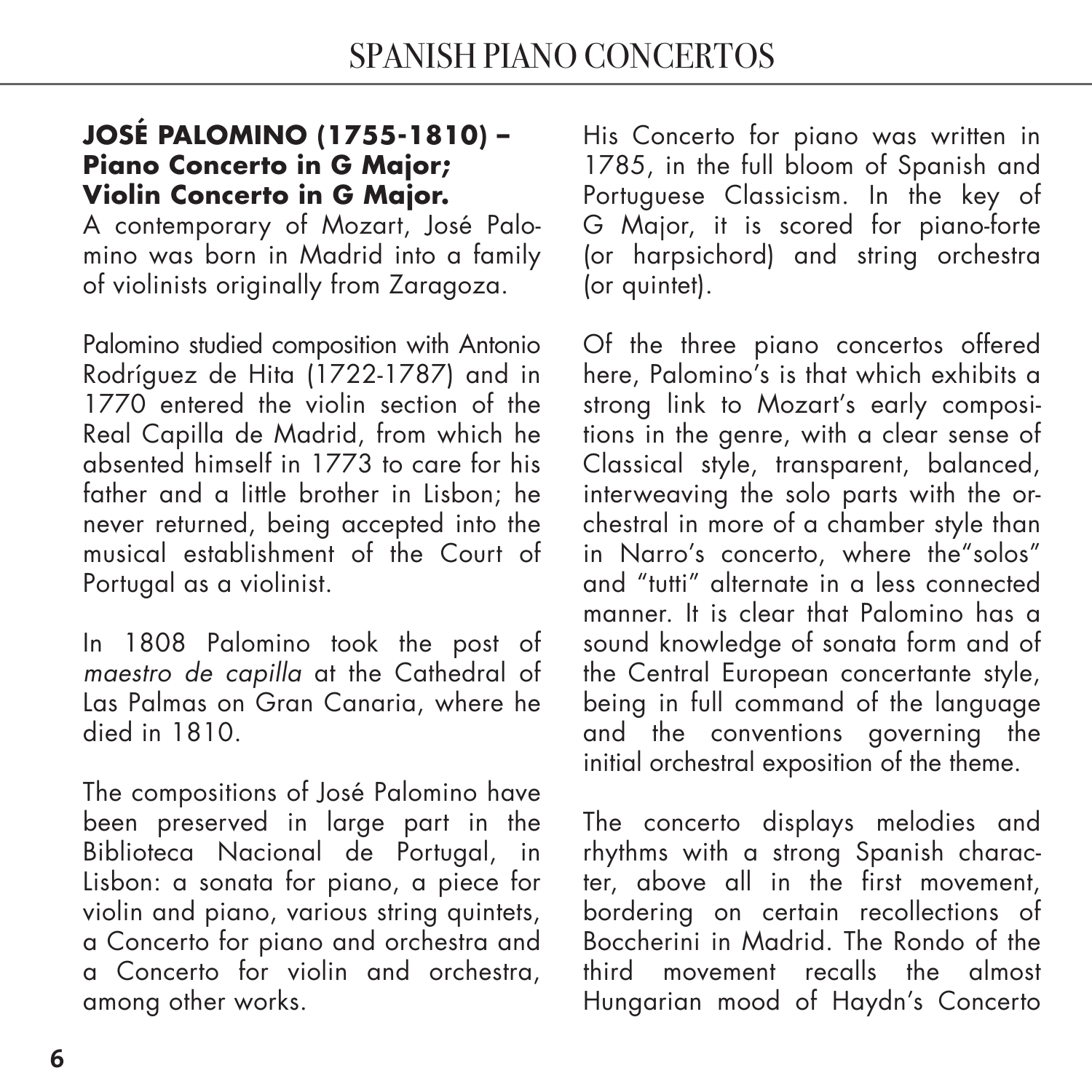**JOSÉ PALOMINO (1755-1810) – Piano Concerto in G Major; Violin Concerto in G Major.**

A contemporary of Mozart, José Palomino was born in Madrid into a family of violinists originally from Zaragoza.

Palomino studied composition with Antonio Rodríguez de Hita (1722-1787) and in 1770 entered the violin section of the Real Capilla de Madrid, from which he absented himself in 1773 to care for his father and a little brother in Lisbon; he never returned, being accepted into the musical establishment of the Court of Portugal as a violinist.

In 1808 Palomino took the post of *maestro de capilla* at the Cathedral of Las Palmas on Gran Canaria, where he died in 1810.

The compositions of José Palomino have been preserved in large part in the Biblioteca Nacional de Portugal, in Lisbon: a sonata for piano, a piece for violin and piano, various string quintets, a Concerto for piano and orchestra and a Concerto for violin and orchestra, among other works.

His Concerto for piano was written in 1785, in the full bloom of Spanish and Portuguese Classicism. In the key of G Major, it is scored for piano-forte (or harpsichord) and string orchestra (or quintet).

Of the three piano concertos offered here, Palomino's is that which exhibits a strong link to Mozart's early compositions in the genre, with a clear sense of Classical style, transparent, balanced, interweaving the solo parts with the orchestral in more of a chamber style than in Narro's concerto, where the"solos" and "tutti" alternate in a less connected manner. It is clear that Palomino has a sound knowledge of sonata form and of the Central European concertante style, being in full command of the language and the conventions governing the initial orchestral exposition of the theme.

The concerto displays melodies and rhythms with a strong Spanish character, above all in the first movement, bordering on certain recollections of Boccherini in Madrid. The Rondo of the third movement recalls the almost Hungarian mood of Haydn's Concerto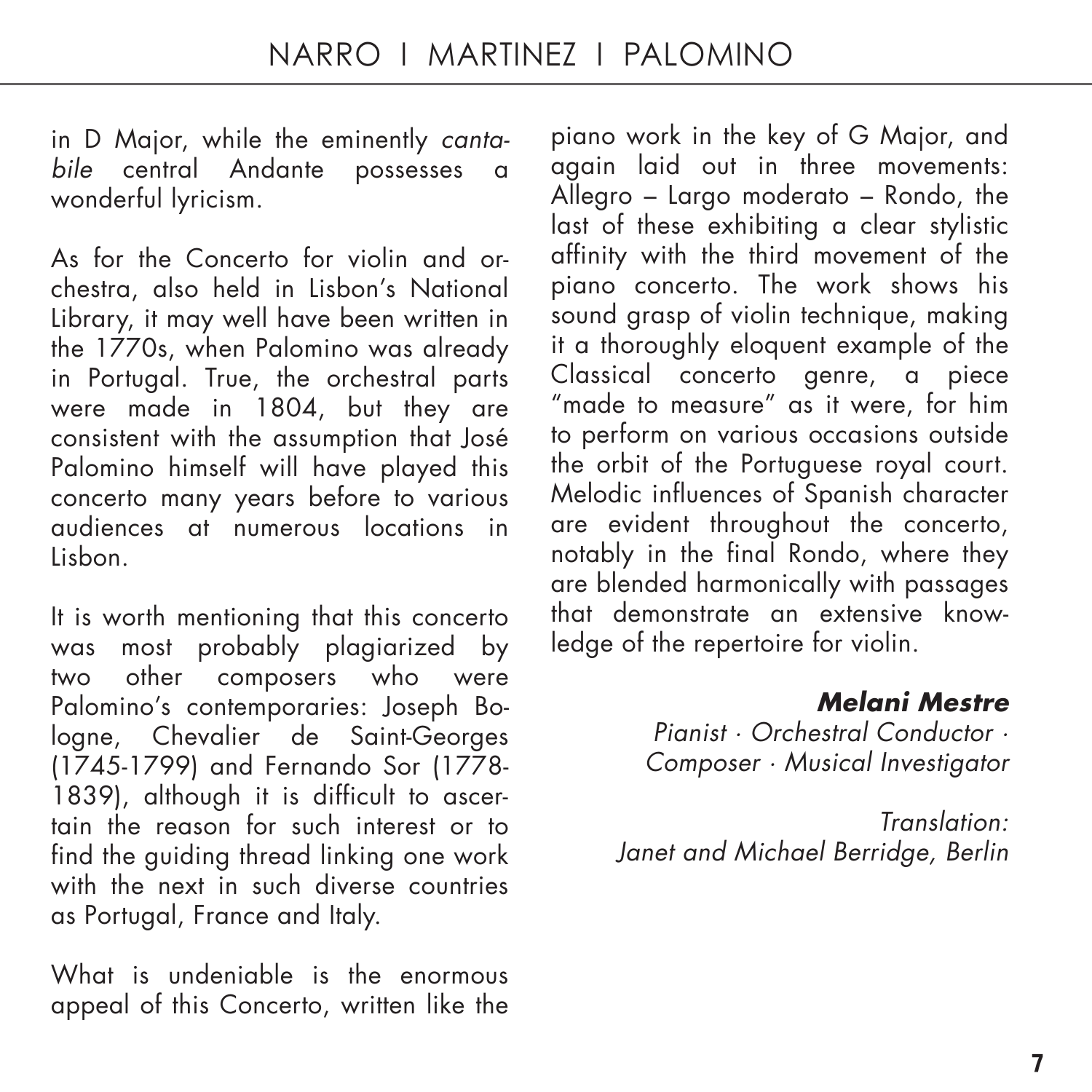in D Major, while the eminently *cantabile* central Andante possesses a wonderful lyricism.

As for the Concerto for violin and orchestra, also held in Lisbon's National Library, it may well have been written in the 1770s, when Palomino was already in Portugal. True, the orchestral parts were made in 1804, but they are consistent with the assumption that José Palomino himself will have played this concerto many years before to various audiences at numerous locations in Lisbon.

It is worth mentioning that this concerto was most probably plagiarized by two other composers who were Palomino's contemporaries: Joseph Bologne, Chevalier de Saint-Georges (1745-1799) and Fernando Sor (1778-1839), although it is difficult to ascertain the reason for such interest or to find the guiding thread linking one work with the next in such diverse countries as Portugal, France and Italy.

What is undeniable is the enormous appeal of this Concerto, written like the piano work in the key of G Major, and again laid out in three movements: Allegro – Largo moderato – Rondo, the last of these exhibiting a clear stylistic affinity with the third movement of the piano concerto. The work shows his sound grasp of violin technique, making it a thoroughly eloquent example of the Classical concerto genre, a piece "made to measure" as it were, for him to perform on various occasions outside the orbit of the Portuguese royal court. Melodic influences of Spanish character are evident throughout the concerto, notably in the final Rondo, where they are blended harmonically with passages that demonstrate an extensive knowledge of the repertoire for violin.

***Melani Mestre***
*Pianist · Orchestral Conductor · Composer · Musical Investigator*

*Translation:*
*Janet and Michael Berridge, Berlin*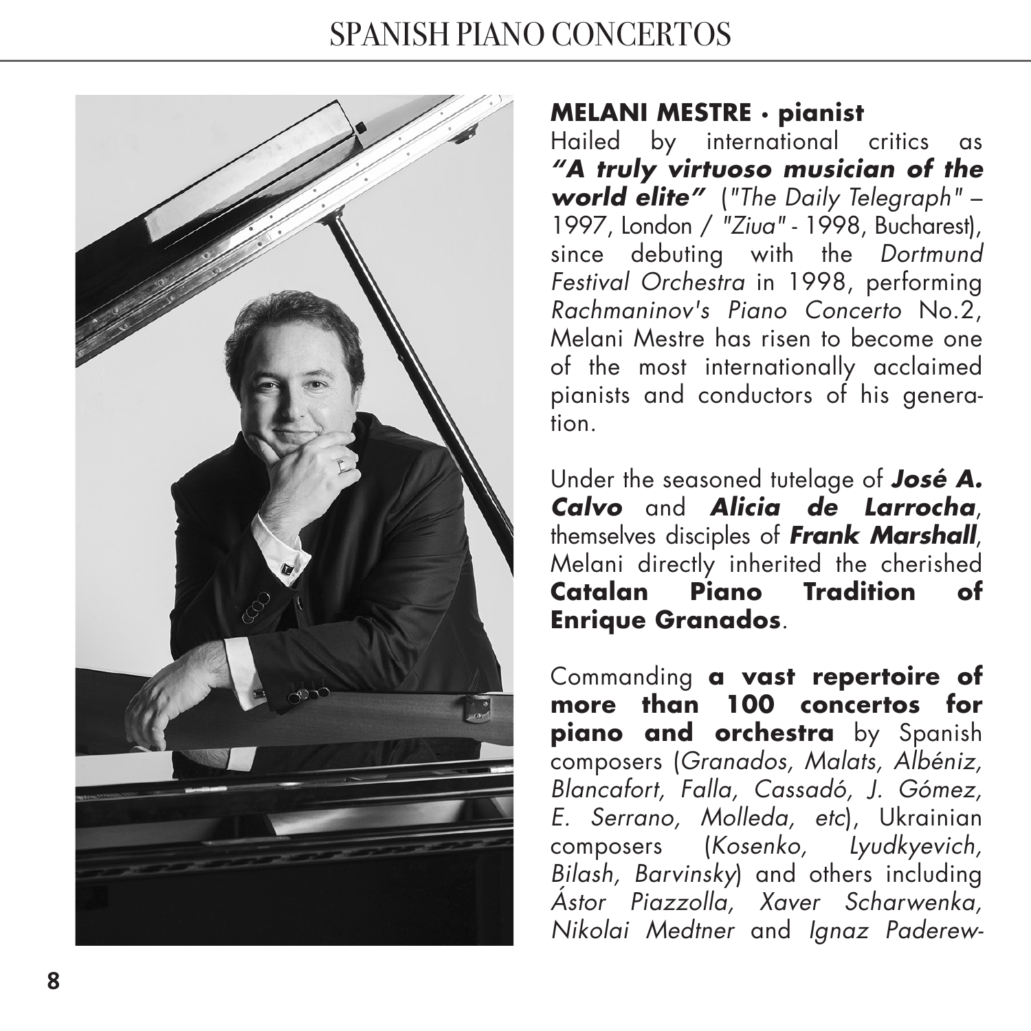**MELANI MESTRE · pianist**

Hailed by international critics as ***"A truly virtuoso musician of the world elite"*** (*"The Daily Telegraph"* – 1997, London / *"Ziua"* - 1998, Bucharest), since debuting with the *Dortmund Festival Orchestra* in 1998, performing *Rachmaninov's Piano Concerto* No.2, Melani Mestre has risen to become one of the most internationally acclaimed pianists and conductors of his generation.

Under the seasoned tutelage of ***José A. Calvo*** and ***Alicia de Larrocha***, themselves disciples of ***Frank Marshall***, Melani directly inherited the cherished **Catalan Piano Tradition of Enrique Granados**.

Commanding **a vast repertoire of more than 100 concertos for piano and orchestra** by Spanish composers (*Granados, Malats, Albéniz, Blancafort, Falla, Cassadó, J. Gómez, E. Serrano, Molleda, etc*), Ukrainian composers (*Kosenko, Lyudkyevich, Bilash, Barvinsky*) and others including *Ástor Piazzolla, Xaver Scharwenka, Nikolai Medtner* and *Ignaz Paderew-*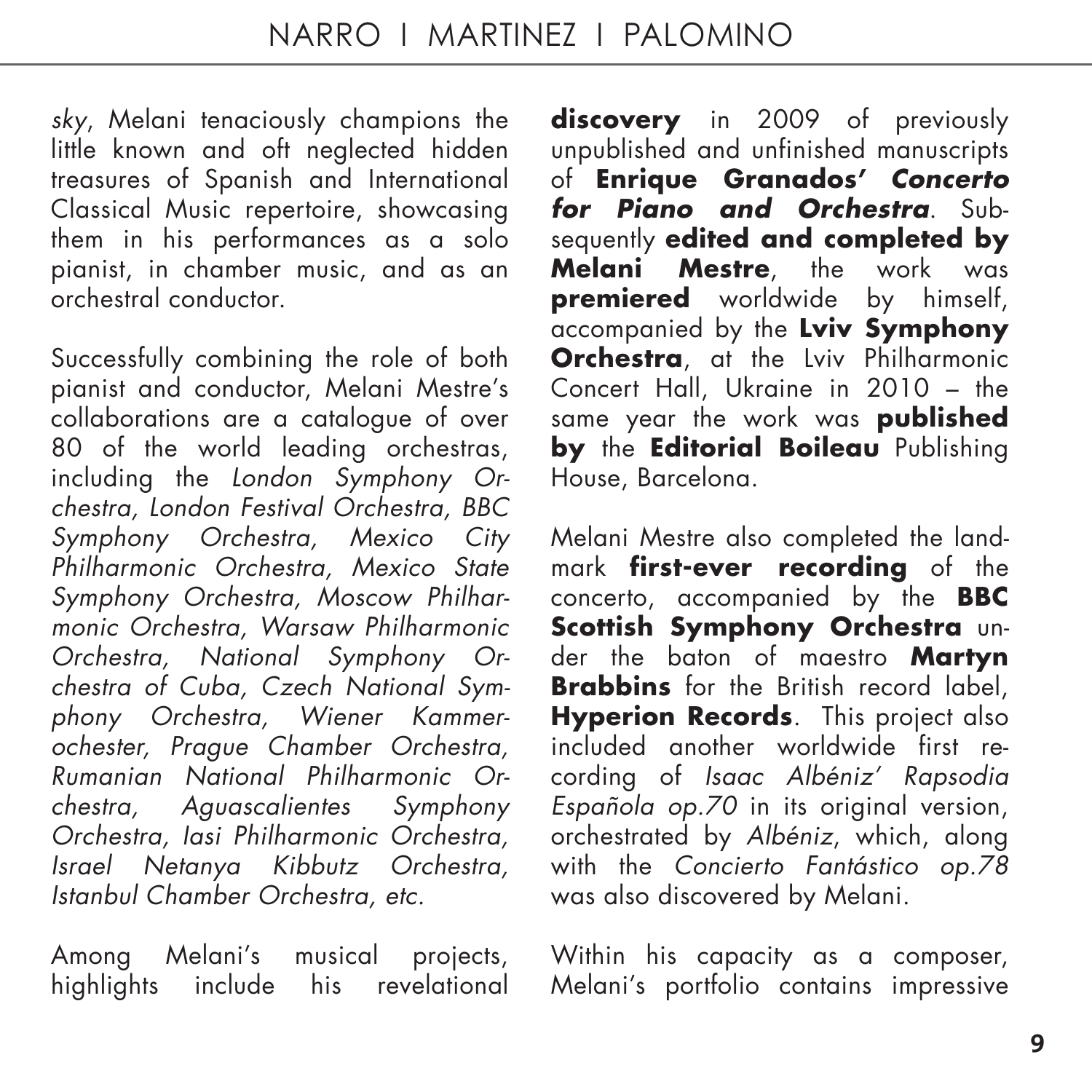*sky*, Melani tenaciously champions the little known and oft neglected hidden treasures of Spanish and International Classical Music repertoire, showcasing them in his performances as a solo pianist, in chamber music, and as an orchestral conductor.

Successfully combining the role of both pianist and conductor, Melani Mestre's collaborations are a catalogue of over 80 of the world leading orchestras, including the *London Symphony Orchestra, London Festival Orchestra, BBC Symphony Orchestra, Mexico City Philharmonic Orchestra, Mexico State Symphony Orchestra, Moscow Philharmonic Orchestra, Warsaw Philharmonic Orchestra, National Symphony Orchestra of Cuba, Czech National Symphony Orchestra, Wiener Kammerochester, Prague Chamber Orchestra, Rumanian National Philharmonic Orchestra, Aguascalientes Symphony Orchestra, Iasi Philharmonic Orchestra, Israel Netanya Kibbutz Orchestra, Istanbul Chamber Orchestra, etc.*

Among Melani's musical projects, highlights include his revelational **discovery** in 2009 of previously unpublished and unfinished manuscripts of **Enrique Granados'** ***Concerto for Piano and Orchestra***. Subsequently **edited and completed by Melani Mestre**, the work was **premiered** worldwide by himself, accompanied by the **Lviv Symphony Orchestra**, at the Lviv Philharmonic Concert Hall, Ukraine in 2010 – the same year the work was **published by** the **Editorial Boileau** Publishing House, Barcelona.

Melani Mestre also completed the landmark **first-ever recording** of the concerto, accompanied by the **BBC Scottish Symphony Orchestra** under the baton of maestro **Martyn Brabbins** for the British record label, **Hyperion Records**. This project also included another worldwide first recording of *Isaac Albéniz' Rapsodia Española op.70* in its original version, orchestrated by *Albéniz*, which, along with the *Concierto Fantástico op.78* was also discovered by Melani.

Within his capacity as a composer, Melani's portfolio contains impressive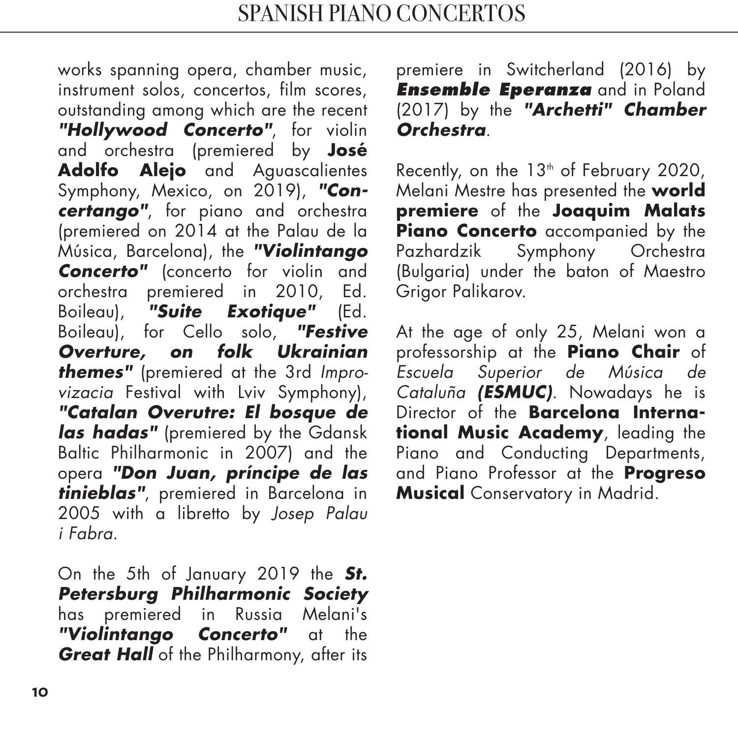works spanning opera, chamber music, instrument solos, concertos, film scores, outstanding among which are the recent ***"Hollywood Concerto"***, for violin and orchestra (premiered by **José Adolfo Alejo** and Aguascalientes Symphony, Mexico, on 2019), ***"Concertango"***, for piano and orchestra (premiered on 2014 at the Palau de la Música, Barcelona), the ***"Violintango Concerto"*** (concerto for violin and orchestra premiered in 2010, Ed. Boileau), ***"Suite Exotique"*** (Ed. Boileau), for Cello solo, ***"Festive Overture, on folk Ukrainian themes"*** (premiered at the 3rd *Improvizacia* Festival with Lviv Symphony), ***"Catalan Overutre: El bosque de las hadas"*** (premiered by the Gdansk Baltic Philharmonic in 2007) and the opera ***"Don Juan, príncipe de las tinieblas"***, premiered in Barcelona in 2005 with a libretto by *Josep Palau i Fabra*.

On the 5th of January 2019 the ***St. Petersburg Philharmonic Society*** has premiered in Russia Melani's ***"Violintango Concerto"*** at the ***Great Hall*** of the Philharmony, after its premiere in Switcherland (2016) by ***Ensemble Eperanza*** and in Poland (2017) by the ***"Archetti" Chamber Orchestra***.

Recently, on the 13th of February 2020, Melani Mestre has presented the **world premiere** of the **Joaquim Malats Piano Concerto** accompanied by the Pazhardzik Symphony Orchestra (Bulgaria) under the baton of Maestro Grigor Palikarov.

At the age of only 25, Melani won a professorship at the **Piano Chair** of *Escuela Superior de Música de Cataluña **(ESMUC)***. Nowadays he is Director of the **Barcelona International Music Academy**, leading the Piano and Conducting Departments, and Piano Professor at the **Progreso Musical** Conservatory in Madrid.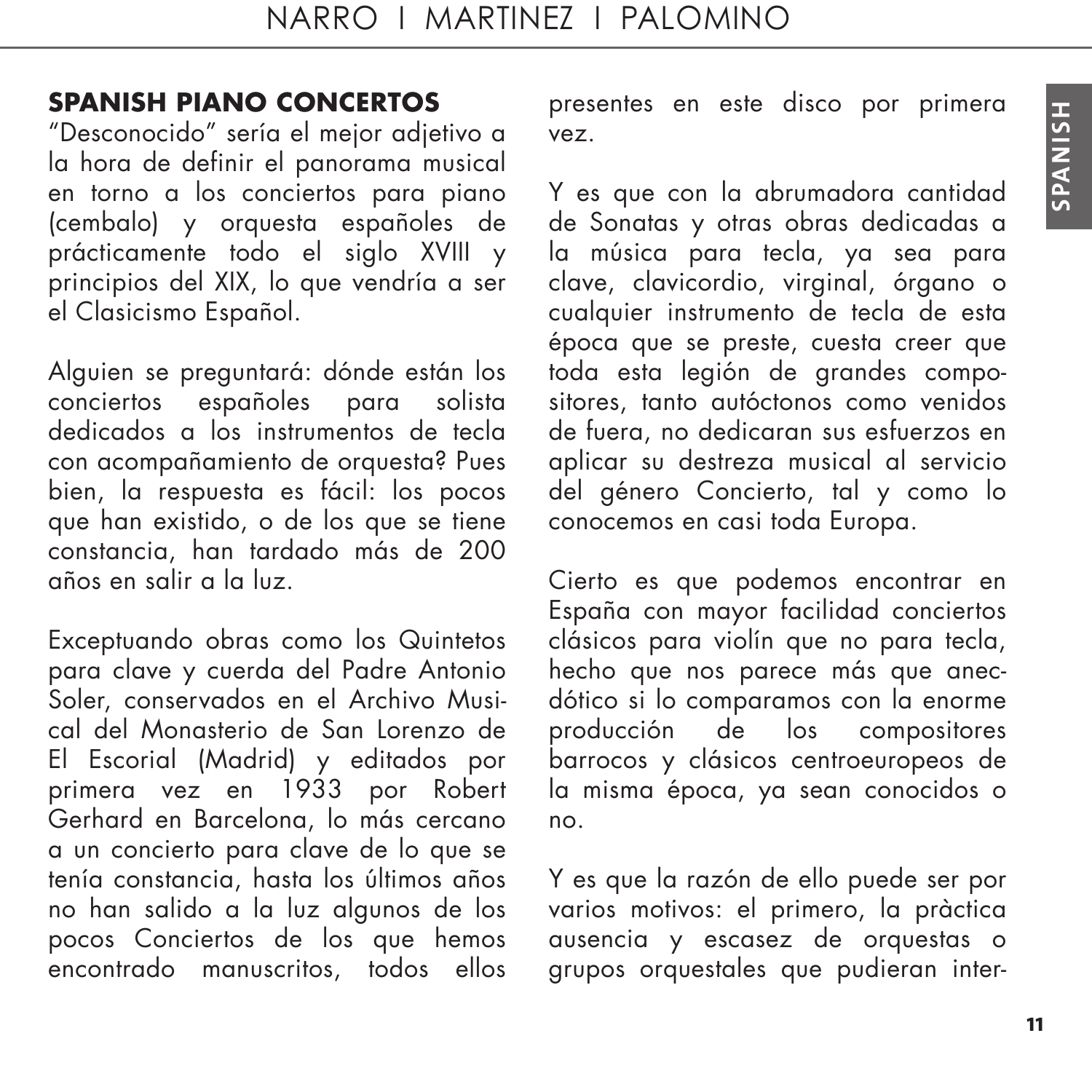## SPANISH PIANO CONCERTOS

"Desconocido" sería el mejor adjetivo a la hora de definir el panorama musical en torno a los conciertos para piano (cembalo) y orquesta españoles de prácticamente todo el siglo XVIII y principios del XIX, lo que vendría a ser el Clasicismo Español.

Alguien se preguntará: dónde están los conciertos españoles para solista dedicados a los instrumentos de tecla con acompañamiento de orquesta? Pues bien, la respuesta es fácil: los pocos que han existido, o de los que se tiene constancia, han tardado más de 200 años en salir a la luz.

Exceptuando obras como los Quintetos para clave y cuerda del Padre Antonio Soler, conservados en el Archivo Musical del Monasterio de San Lorenzo de El Escorial (Madrid) y editados por primera vez en 1933 por Robert Gerhard en Barcelona, lo más cercano a un concierto para clave de lo que se tenía constancia, hasta los últimos años no han salido a la luz algunos de los pocos Conciertos de los que hemos encontrado manuscritos, todos ellos presentes en este disco por primera vez.

Y es que con la abrumadora cantidad de Sonatas y otras obras dedicadas a la música para tecla, ya sea para clave, clavicordio, virginal, órgano o cualquier instrumento de tecla de esta época que se preste, cuesta creer que toda esta legión de grandes compositores, tanto autóctonos como venidos de fuera, no dedicaran sus esfuerzos en aplicar su destreza musical al servicio del género Concierto, tal y como lo conocemos en casi toda Europa.

Cierto es que podemos encontrar en España con mayor facilidad conciertos clásicos para violín que no para tecla, hecho que nos parece más que anecdótico si lo comparamos con la enorme producción de los compositores barrocos y clásicos centroeuropeos de la misma época, ya sean conocidos o no.

Y es que la razón de ello puede ser por varios motivos: el primero, la pràctica ausencia y escasez de orquestas o grupos orquestales que pudieran inter-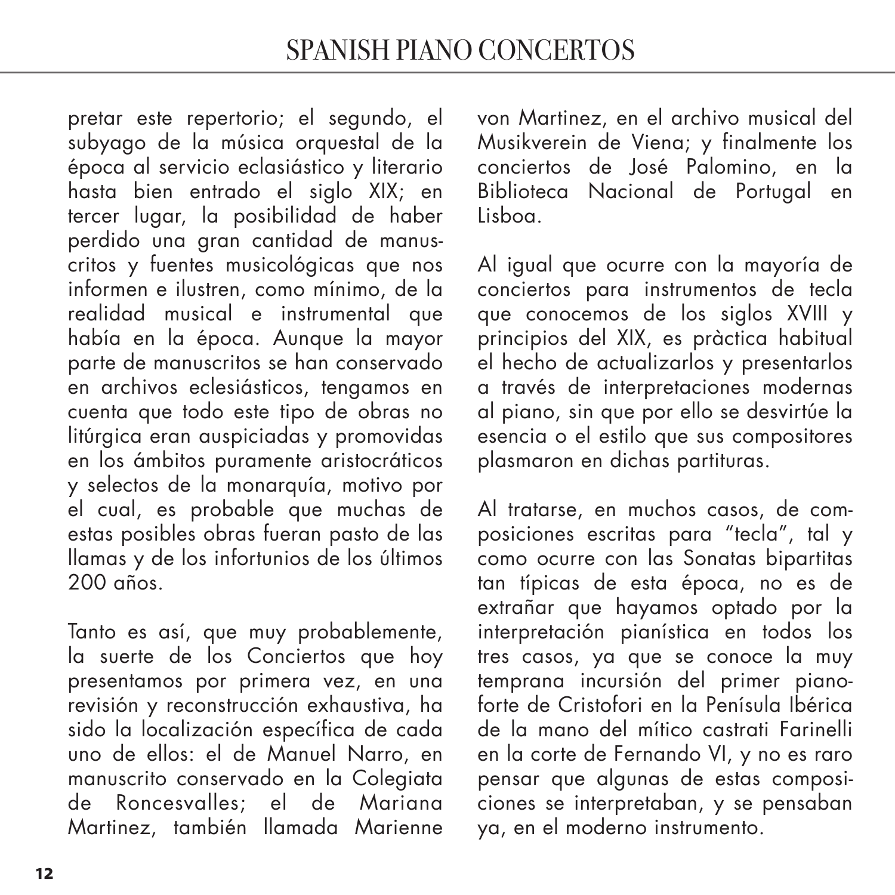pretar este repertorio; el segundo, el subyago de la música orquestal de la época al servicio eclasiástico y literario hasta bien entrado el siglo XIX; en tercer lugar, la posibilidad de haber perdido una gran cantidad de manuscritos y fuentes musicológicas que nos informen e ilustren, como mínimo, de la realidad musical e instrumental que había en la época. Aunque la mayor parte de manuscritos se han conservado en archivos eclesiásticos, tengamos en cuenta que todo este tipo de obras no litúrgica eran auspiciadas y promovidas en los ámbitos puramente aristocráticos y selectos de la monarquía, motivo por el cual, es probable que muchas de estas posibles obras fueran pasto de las llamas y de los infortunios de los últimos 200 años.

Tanto es así, que muy probablemente, la suerte de los Conciertos que hoy presentamos por primera vez, en una revisión y reconstrucción exhaustiva, ha sido la localización específica de cada uno de ellos: el de Manuel Narro, en manuscrito conservado en la Colegiata de Roncesvalles; el de Mariana Martinez, también llamada Marienne von Martinez, en el archivo musical del Musikverein de Viena; y finalmente los conciertos de José Palomino, en la Biblioteca Nacional de Portugal en Lisboa.

Al igual que ocurre con la mayoría de conciertos para instrumentos de tecla que conocemos de los siglos XVIII y principios del XIX, es pràctica habitual el hecho de actualizarlos y presentarlos a través de interpretaciones modernas al piano, sin que por ello se desvirtúe la esencia o el estilo que sus compositores plasmaron en dichas partituras.

Al tratarse, en muchos casos, de composiciones escritas para "tecla", tal y como ocurre con las Sonatas bipartitas tan típicas de esta época, no es de extrañar que hayamos optado por la interpretación pianística en todos los tres casos, ya que se conoce la muy temprana incursión del primer pianoforte de Cristofori en la Penísula Ibérica de la mano del mítico castrati Farinelli en la corte de Fernando VI, y no es raro pensar que algunas de estas composiciones se interpretaban, y se pensaban ya, en el moderno instrumento.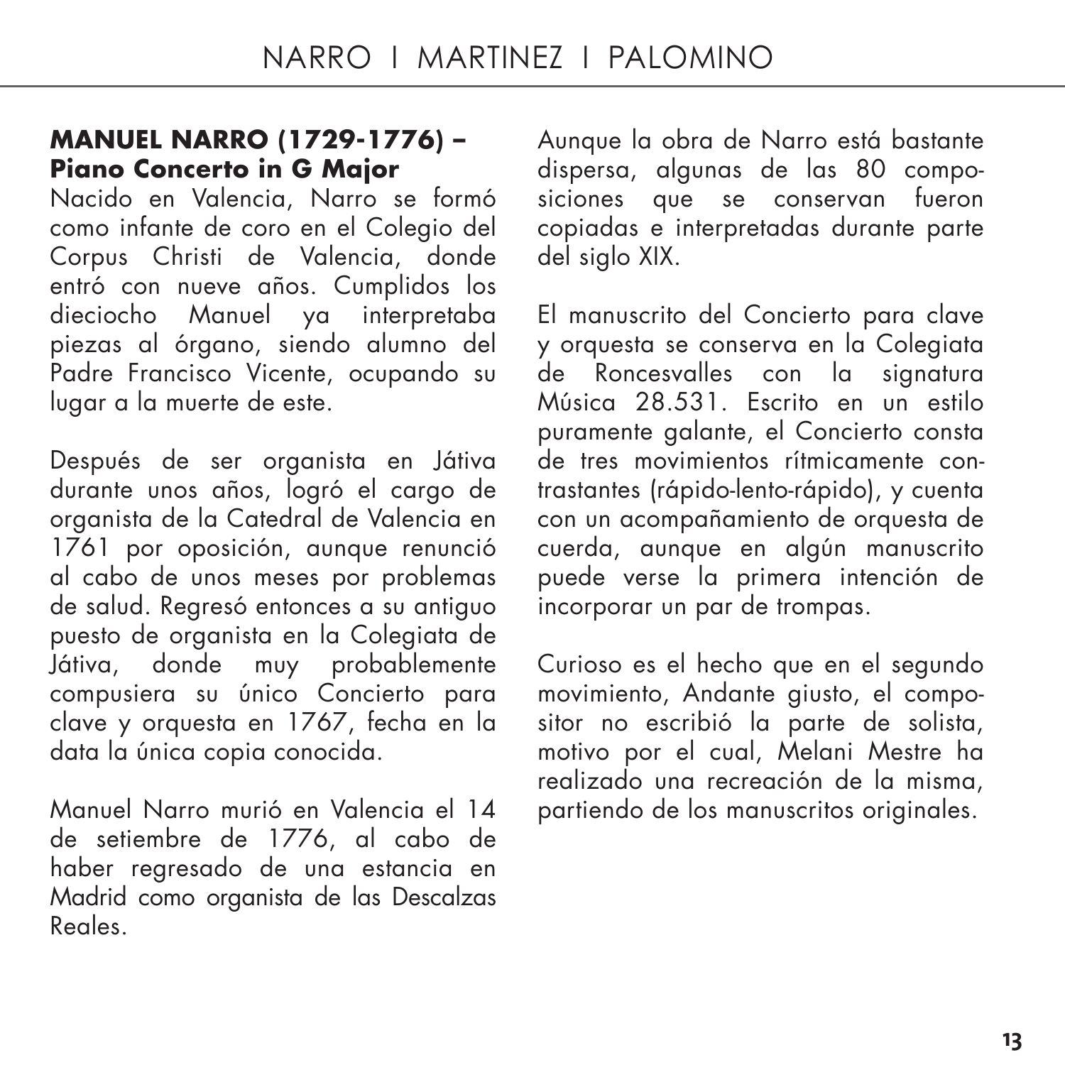## MANUEL NARRO (1729-1776) – Piano Concerto in G Major

Nacido en Valencia, Narro se formó como infante de coro en el Colegio del Corpus Christi de Valencia, donde entró con nueve años. Cumplidos los dieciocho Manuel ya interpretaba piezas al órgano, siendo alumno del Padre Francisco Vicente, ocupando su lugar a la muerte de este.

Después de ser organista en Játiva durante unos años, logró el cargo de organista de la Catedral de Valencia en 1761 por oposición, aunque renunció al cabo de unos meses por problemas de salud. Regresó entonces a su antiguo puesto de organista en la Colegiata de Játiva, donde muy probablemente compusiera su único Concierto para clave y orquesta en 1767, fecha en la data la única copia conocida.

Manuel Narro murió en Valencia el 14 de setiembre de 1776, al cabo de haber regresado de una estancia en Madrid como organista de las Descalzas Reales.

Aunque la obra de Narro está bastante dispersa, algunas de las 80 composiciones que se conservan fueron copiadas e interpretadas durante parte del siglo XIX.

El manuscrito del Concierto para clave y orquesta se conserva en la Colegiata de Roncesvalles con la signatura Música 28.531. Escrito en un estilo puramente galante, el Concierto consta de tres movimientos rítmicamente contrastantes (rápido-lento-rápido), y cuenta con un acompañamiento de orquesta de cuerda, aunque en algún manuscrito puede verse la primera intención de incorporar un par de trompas.

Curioso es el hecho que en el segundo movimiento, Andante giusto, el compositor no escribió la parte de solista, motivo por el cual, Melani Mestre ha realizado una recreación de la misma, partiendo de los manuscritos originales.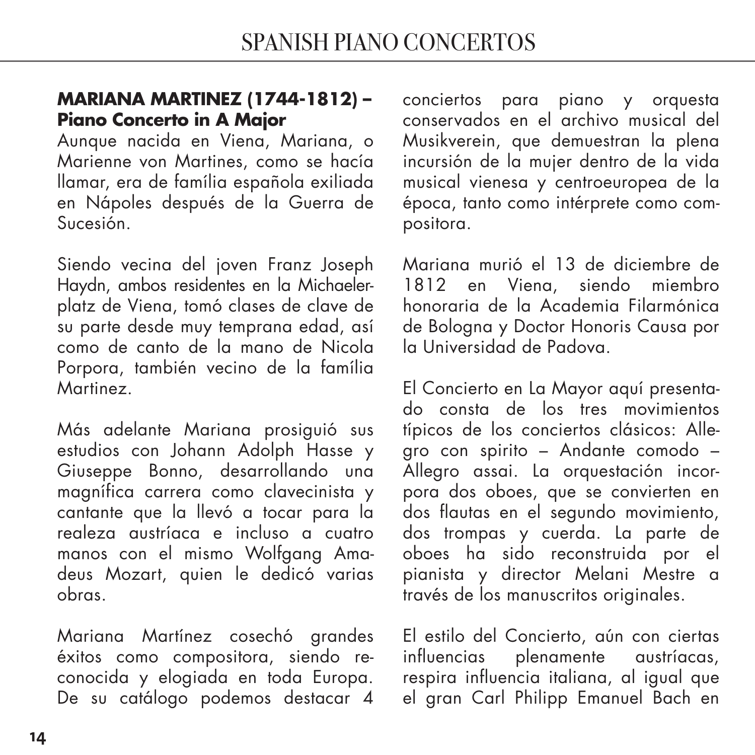**MARIANA MARTINEZ (1744-1812) – Piano Concerto in A Major**

Aunque nacida en Viena, Mariana, o Marienne von Martines, como se hacía llamar, era de família española exiliada en Nápoles después de la Guerra de Sucesión.

Siendo vecina del joven Franz Joseph Haydn, ambos residentes en la Michaelerplatz de Viena, tomó clases de clave de su parte desde muy temprana edad, así como de canto de la mano de Nicola Porpora, también vecino de la família Martinez.

Más adelante Mariana prosiguió sus estudios con Johann Adolph Hasse y Giuseppe Bonno, desarrollando una magnífica carrera como clavecinista y cantante que la llevó a tocar para la realeza austríaca e incluso a cuatro manos con el mismo Wolfgang Amadeus Mozart, quien le dedicó varias obras.

Mariana Martínez cosechó grandes éxitos como compositora, siendo reconocida y elogiada en toda Europa. De su catálogo podemos destacar 4 conciertos para piano y orquesta conservados en el archivo musical del Musikverein, que demuestran la plena incursión de la mujer dentro de la vida musical vienesa y centroeuropea de la época, tanto como intérprete como compositora.

Mariana murió el 13 de diciembre de 1812 en Viena, siendo miembro honoraria de la Academia Filarmónica de Bologna y Doctor Honoris Causa por la Universidad de Padova.

El Concierto en La Mayor aquí presentado consta de los tres movimientos típicos de los conciertos clásicos: Allegro con spirito – Andante comodo – Allegro assai. La orquestación incorpora dos oboes, que se convierten en dos flautas en el segundo movimiento, dos trompas y cuerda. La parte de oboes ha sido reconstruida por el pianista y director Melani Mestre a través de los manuscritos originales.

El estilo del Concierto, aún con ciertas influencias plenamente austríacas, respira influencia italiana, al igual que el gran Carl Philipp Emanuel Bach en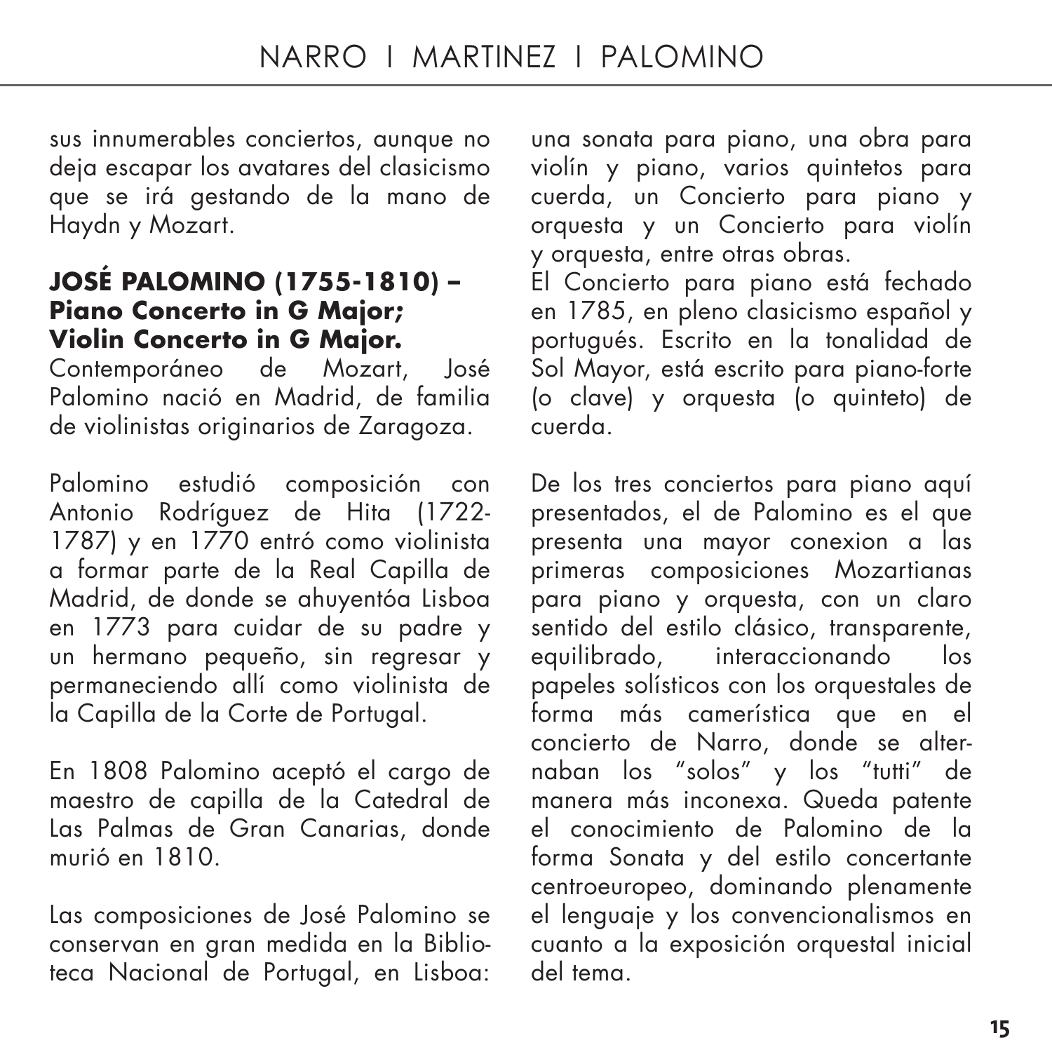sus innumerables conciertos, aunque no deja escapar los avatares del clasicismo que se irá gestando de la mano de Haydn y Mozart.

## JOSÉ PALOMINO (1755-1810) – Piano Concerto in G Major; Violin Concerto in G Major.

Contemporáneo de Mozart, José Palomino nació en Madrid, de familia de violinistas originarios de Zaragoza.

Palomino estudió composición con Antonio Rodríguez de Hita (1722-1787) y en 1770 entró como violinista a formar parte de la Real Capilla de Madrid, de donde se ahuyentóa Lisboa en 1773 para cuidar de su padre y un hermano pequeño, sin regresar y permaneciendo allí como violinista de la Capilla de la Corte de Portugal.

En 1808 Palomino aceptó el cargo de maestro de capilla de la Catedral de Las Palmas de Gran Canarias, donde murió en 1810.

Las composiciones de José Palomino se conservan en gran medida en la Biblioteca Nacional de Portugal, en Lisboa: una sonata para piano, una obra para violín y piano, varios quintetos para cuerda, un Concierto para piano y orquesta y un Concierto para violín y orquesta, entre otras obras.

El Concierto para piano está fechado en 1785, en pleno clasicismo español y portugués. Escrito en la tonalidad de Sol Mayor, está escrito para piano-forte (o clave) y orquesta (o quinteto) de cuerda.

De los tres conciertos para piano aquí presentados, el de Palomino es el que presenta una mayor conexion a las primeras composiciones Mozartianas para piano y orquesta, con un claro sentido del estilo clásico, transparente, equilibrado, interaccionando los papeles solísticos con los orquestales de forma más camerística que en el concierto de Narro, donde se alternaban los "solos" y los "tutti" de manera más inconexa. Queda patente el conocimiento de Palomino de la forma Sonata y del estilo concertante centroeuropeo, dominando plenamente el lenguaje y los convencionalismos en cuanto a la exposición orquestal inicial del tema.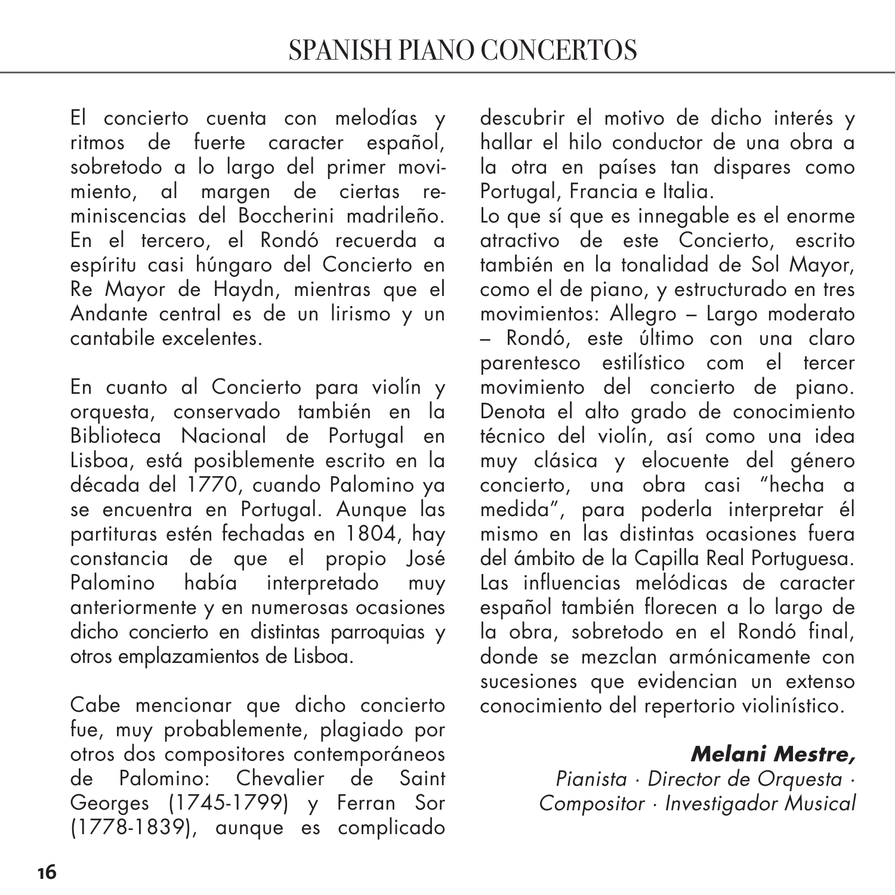El concierto cuenta con melodías y ritmos de fuerte caracter español, sobretodo a lo largo del primer movimiento, al margen de ciertas reminiscencias del Boccherini madrileño. En el tercero, el Rondó recuerda a espíritu casi húngaro del Concierto en Re Mayor de Haydn, mientras que el Andante central es de un lirismo y un cantabile excelentes.

En cuanto al Concierto para violín y orquesta, conservado también en la Biblioteca Nacional de Portugal en Lisboa, está posiblemente escrito en la década del 1770, cuando Palomino ya se encuentra en Portugal. Aunque las partituras estén fechadas en 1804, hay constancia de que el propio José Palomino había interpretado muy anteriormente y en numerosas ocasiones dicho concierto en distintas parroquias y otros emplazamientos de Lisboa.

Cabe mencionar que dicho concierto fue, muy probablemente, plagiado por otros dos compositores contemporáneos de Palomino: Chevalier de Saint Georges (1745-1799) y Ferran Sor (1778-1839), aunque es complicado descubrir el motivo de dicho interés y hallar el hilo conductor de una obra a la otra en países tan dispares como Portugal, Francia e Italia.

Lo que sí que es innegable es el enorme atractivo de este Concierto, escrito también en la tonalidad de Sol Mayor, como el de piano, y estructurado en tres movimientos: Allegro – Largo moderato – Rondó, este último con una claro parentesco estilístico com el tercer movimiento del concierto de piano. Denota el alto grado de conocimiento técnico del violín, así como una idea muy clásica y elocuente del género concierto, una obra casi "hecha a medida", para poderla interpretar él mismo en las distintas ocasiones fuera del ámbito de la Capilla Real Portuguesa. Las influencias melódicas de caracter español también florecen a lo largo de la obra, sobretodo en el Rondó final, donde se mezclan armónicamente con sucesiones que evidencian un extenso conocimiento del repertorio violinístico.

***Melani Mestre,***
*Pianista · Director de Orquesta · Compositor · Investigador Musical*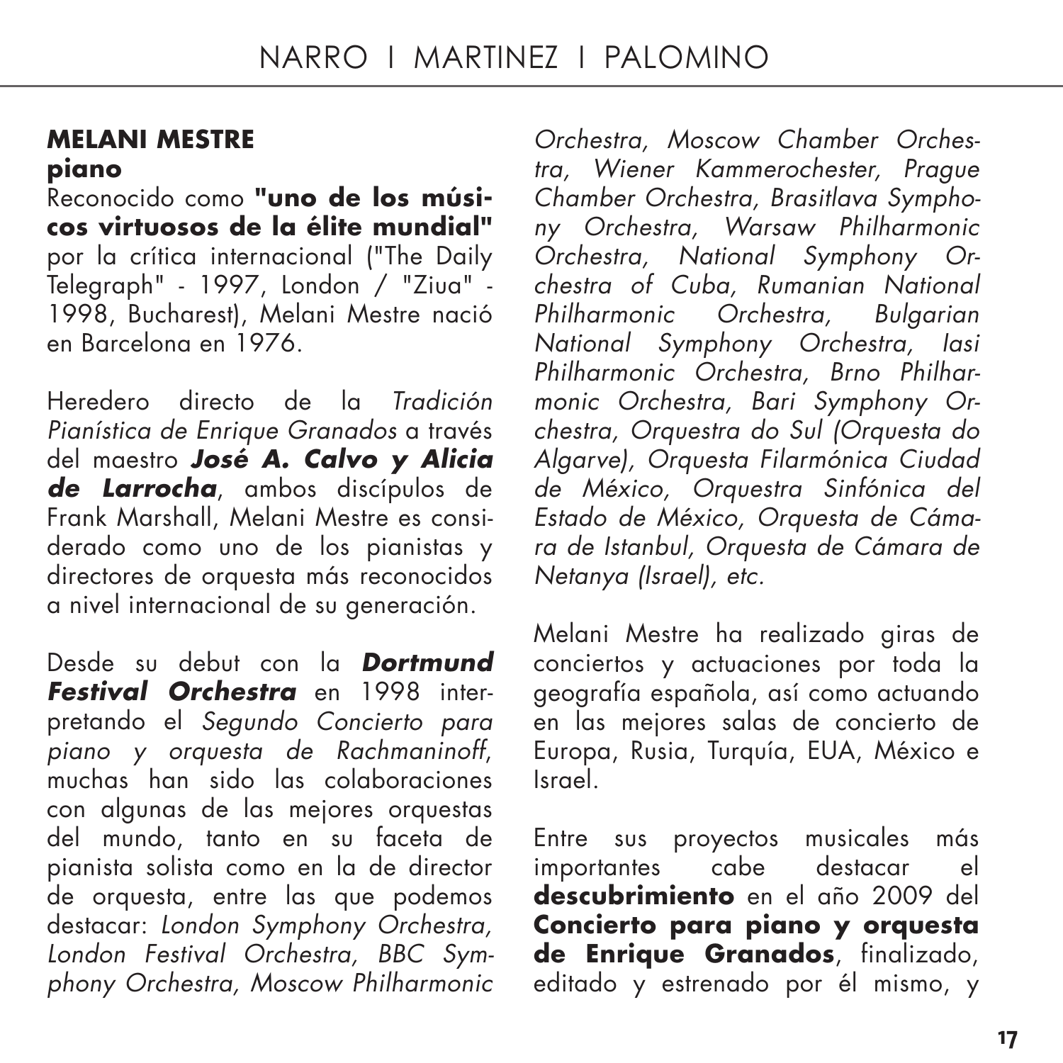## MELANI MESTRE
**piano**

Reconocido como **"uno de los músicos virtuosos de la élite mundial"** por la crítica internacional ("The Daily Telegraph" - 1997, London / "Ziua" - 1998, Bucharest), Melani Mestre nació en Barcelona en 1976.

Heredero directo de la *Tradición Pianística de Enrique Granados* a través del maestro ***José A. Calvo y Alicia de Larrocha***, ambos discípulos de Frank Marshall, Melani Mestre es considerado como uno de los pianistas y directores de orquesta más reconocidos a nivel internacional de su generación.

Desde su debut con la ***Dortmund Festival Orchestra*** en 1998 interpretando el *Segundo Concierto para piano y orquesta de Rachmaninoff*, muchas han sido las colaboraciones con algunas de las mejores orquestas del mundo, tanto en su faceta de pianista solista como en la de director de orquesta, entre las que podemos destacar: *London Symphony Orchestra, London Festival Orchestra, BBC Symphony Orchestra, Moscow Philharmonic Orchestra, Moscow Chamber Orchestra, Wiener Kammerochester, Prague Chamber Orchestra, Brasitlava Symphony Orchestra, Warsaw Philharmonic Orchestra, National Symphony Orchestra of Cuba, Rumanian National Philharmonic Orchestra, Bulgarian National Symphony Orchestra, Iasi Philharmonic Orchestra, Brno Philharmonic Orchestra, Bari Symphony Orchestra, Orquestra do Sul (Orquesta do Algarve), Orquesta Filarmónica Ciudad de México, Orquestra Sinfónica del Estado de México, Orquesta de Cámara de Istanbul, Orquesta de Cámara de Netanya (Israel), etc.*

Melani Mestre ha realizado giras de conciertos y actuaciones por toda la geografía española, así como actuando en las mejores salas de concierto de Europa, Rusia, Turquía, EUA, México e Israel.

Entre sus proyectos musicales más importantes cabe destacar el **descubrimiento** en el año 2009 del **Concierto para piano y orquesta de Enrique Granados**, finalizado, editado y estrenado por él mismo, y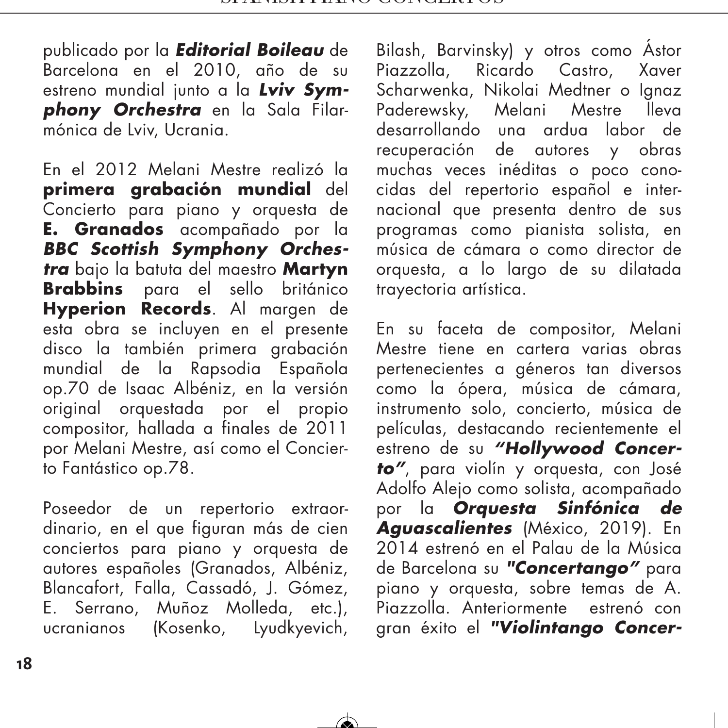publicado por la ***Editorial Boileau*** de Barcelona en el 2010, año de su estreno mundial junto a la ***Lviv Symphony Orchestra*** en la Sala Filarmónica de Lviv, Ucrania.

En el 2012 Melani Mestre realizó la **primera grabación mundial** del Concierto para piano y orquesta de **E. Granados** acompañado por la ***BBC Scottish Symphony Orchestra*** bajo la batuta del maestro **Martyn Brabbins** para el sello británico **Hyperion Records**. Al margen de esta obra se incluyen en el presente disco la también primera grabación mundial de la Rapsodia Española op.70 de Isaac Albéniz, en la versión original orquestada por el propio compositor, hallada a finales de 2011 por Melani Mestre, así como el Concierto Fantástico op.78.

Poseedor de un repertorio extraordinario, en el que figuran más de cien conciertos para piano y orquesta de autores españoles (Granados, Albéniz, Blancafort, Falla, Cassadó, J. Gómez, E. Serrano, Muñoz Molleda, etc.), ucranianos (Kosenko, Lyudkyevich, Bilash, Barvinsky) y otros como Ástor Piazzolla, Ricardo Castro, Xaver Scharwenka, Nikolai Medtner o Ignaz Paderewsky, Melani Mestre lleva desarrollando una ardua labor de recuperación de autores y obras muchas veces inéditas o poco conocidas del repertorio español e internacional que presenta dentro de sus programas como pianista solista, en música de cámara o como director de orquesta, a lo largo de su dilatada trayectoria artística.

En su faceta de compositor, Melani Mestre tiene en cartera varias obras pertenecientes a géneros tan diversos como la ópera, música de cámara, instrumento solo, concierto, música de películas, destacando recientemente el estreno de su ***"Hollywood Concerto"***, para violín y orquesta, con José Adolfo Alejo como solista, acompañado por la ***Orquesta Sinfónica de Aguascalientes*** (México, 2019). En 2014 estrenó en el Palau de la Música de Barcelona su ***"Concertango"*** para piano y orquesta, sobre temas de A. Piazzolla. Anteriormente estrenó con gran éxito el ***"Violintango Concer-***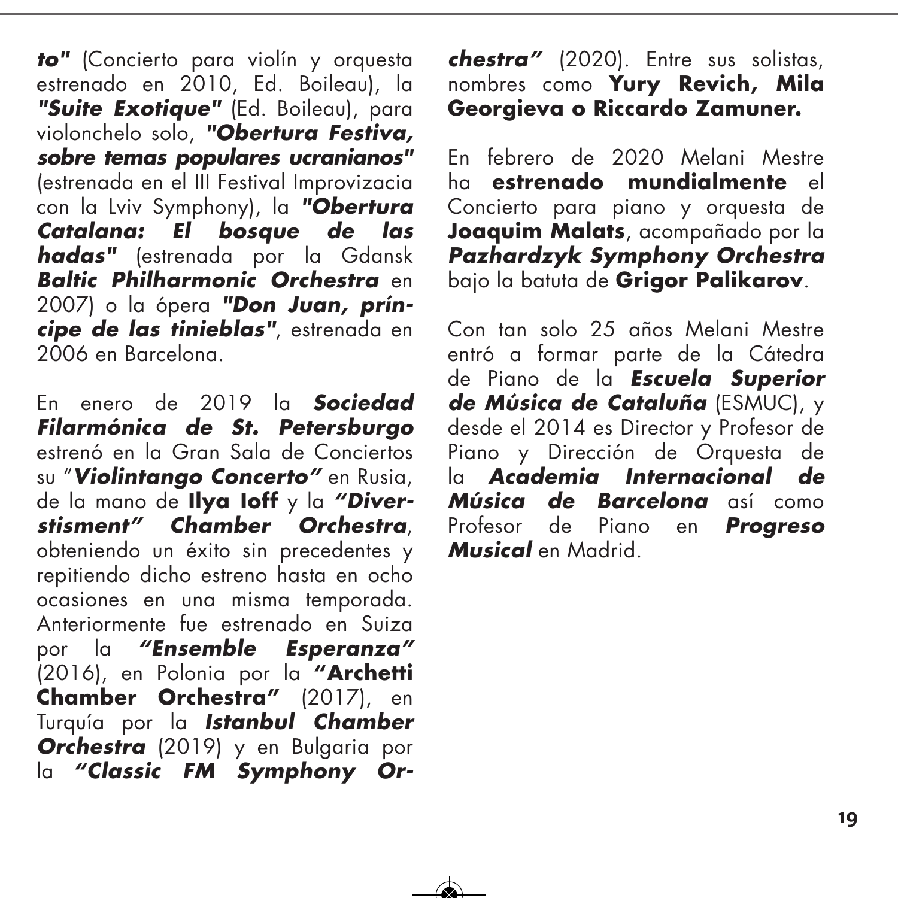***to"*** (Concierto para violín y orquesta estrenado en 2010, Ed. Boileau), la ***"Suite Exotique"*** (Ed. Boileau), para violonchelo solo, ***"Obertura Festiva, sobre temas populares ucranianos"*** (estrenada en el III Festival Improvizacia con la Lviv Symphony), la ***"Obertura Catalana: El bosque de las hadas"*** (estrenada por la Gdansk ***Baltic Philharmonic Orchestra*** en 2007) o la ópera ***"Don Juan, príncipe de las tinieblas"***, estrenada en 2006 en Barcelona.

En enero de 2019 la ***Sociedad Filarmónica de St. Petersburgo*** estrenó en la Gran Sala de Conciertos su "***Violintango Concerto"*** en Rusia, de la mano de **Ilya Ioff** y la ***"Diverstisment" Chamber Orchestra***, obteniendo un éxito sin precedentes y repitiendo dicho estreno hasta en ocho ocasiones en una misma temporada. Anteriormente fue estrenado en Suiza por la ***"Ensemble Esperanza"*** (2016), en Polonia por la **"Archetti Chamber Orchestra"** (2017), en Turquía por la ***Istanbul Chamber Orchestra*** (2019) y en Bulgaria por la ***"Classic FM Symphony Orchestra"*** (2020). Entre sus solistas, nombres como **Yury Revich, Mila Georgieva o Riccardo Zamuner.**

En febrero de 2020 Melani Mestre ha **estrenado mundialmente** el Concierto para piano y orquesta de **Joaquim Malats**, acompañado por la ***Pazhardzyk Symphony Orchestra*** bajo la batuta de **Grigor Palikarov**.

Con tan solo 25 años Melani Mestre entró a formar parte de la Cátedra de Piano de la ***Escuela Superior de Música de Cataluña*** (ESMUC), y desde el 2014 es Director y Profesor de Piano y Dirección de Orquesta de la ***Academia Internacional de Música de Barcelona*** así como Profesor de Piano en ***Progreso Musical*** en Madrid.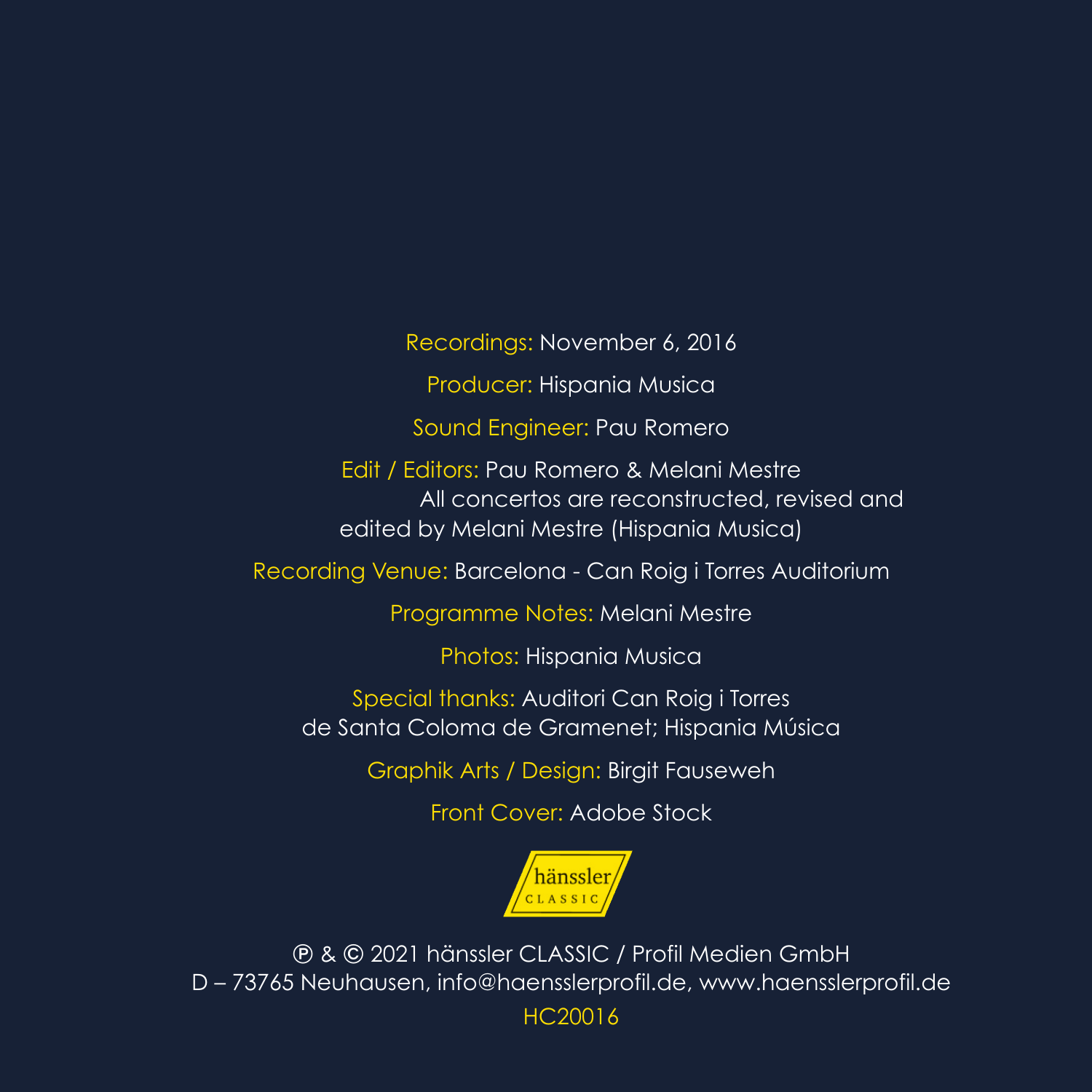Recordings: November 6, 2016

Producer: Hispania Musica

Sound Engineer: Pau Romero

Edit / Editors: Pau Romero & Melani Mestre
All concertos are reconstructed, revised and edited by Melani Mestre (Hispania Musica)

Recording Venue: Barcelona - Can Roig i Torres Auditorium

Programme Notes: Melani Mestre

Photos: Hispania Musica

Special thanks: Auditori Can Roig i Torres de Santa Coloma de Gramenet; Hispania Música

Graphik Arts / Design: Birgit Fauseweh

Front Cover: Adobe Stock

hänssler CLASSIC

℗ & © 2021 hänssler CLASSIC / Profil Medien GmbH
D – 73765 Neuhausen, info@haensslerprofil.de, www.haensslerprofil.de

HC20016